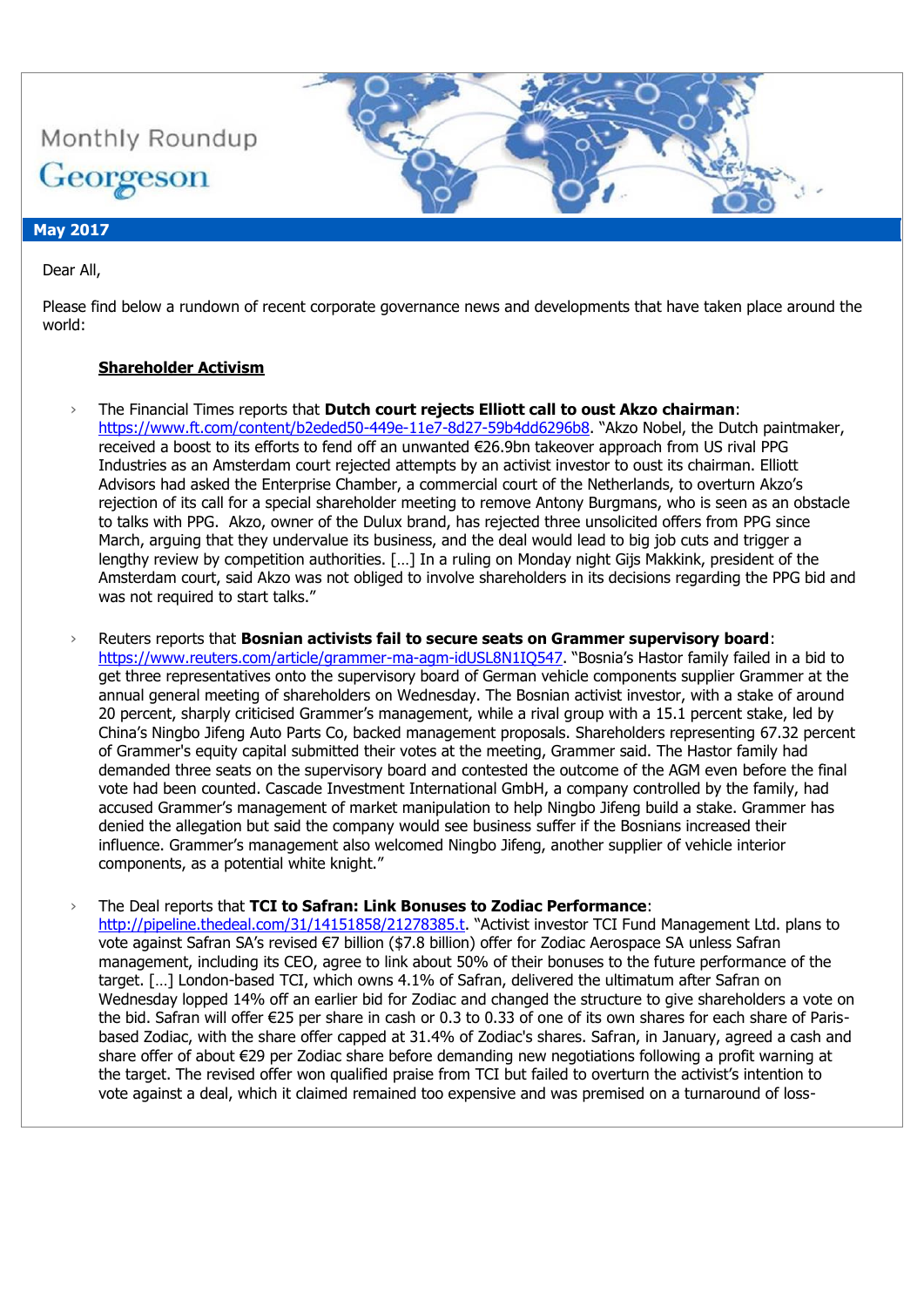Monthly Roundup

Georgeson

**May 2017**

Dear All,

Please find below a rundown of recent corporate governance news and developments that have taken place around the world:

## Shareholder Activism

- The Financial Times reports that **Dutch court rejects Elliott call to oust Akzo chairman**: https://www.ft.com/content/b2eded50-449e-11e7-8d27-59b4dd6296b8. "Akzo Nobel, the Dutch paintmaker, received a boost to its efforts to fend off an unwanted €26.9bn takeover approach from US rival PPG Industries as an Amsterdam court rejected attempts by an activist investor to oust its chairman. Elliott Advisors had asked the Enterprise Chamber, a commercial court of the Netherlands, to overturn Akzo's rejection of its call for a special shareholder meeting to remove Antony Burgmans, who is seen as an obstacle to talks with PPG. Akzo, owner of the Dulux brand, has rejected three unsolicited offers from PPG since March, arguing that they undervalue its business, and the deal would lead to big job cuts and trigger a lengthy review by competition authorities. […] In a ruling on Monday night Gijs Makkink, president of the Amsterdam court, said Akzo was not obliged to involve shareholders in its decisions regarding the PPG bid and was not required to start talks."

- Reuters reports that **Bosnian activists fail to secure seats on Grammer supervisory board**: https://www.reuters.com/article/grammer-ma-agm-idUSL8N1IQ547. "Bosnia's Hastor family failed in a bid to get three representatives onto the supervisory board of German vehicle components supplier Grammer at the annual general meeting of shareholders on Wednesday. The Bosnian activist investor, with a stake of around 20 percent, sharply criticised Grammer's management, while a rival group with a 15.1 percent stake, led by China's Ningbo Jifeng Auto Parts Co, backed management proposals. Shareholders representing 67.32 percent of Grammer's equity capital submitted their votes at the meeting, Grammer said. The Hastor family had demanded three seats on the supervisory board and contested the outcome of the AGM even before the final vote had been counted. Cascade Investment International GmbH, a company controlled by the family, had accused Grammer's management of market manipulation to help Ningbo Jifeng build a stake. Grammer has denied the allegation but said the company would see business suffer if the Bosnians increased their influence. Grammer's management also welcomed Ningbo Jifeng, another supplier of vehicle interior components, as a potential white knight."

- The Deal reports that **TCI to Safran: Link Bonuses to Zodiac Performance**: http://pipeline.thedeal.com/31/14151858/21278385.t. "Activist investor TCI Fund Management Ltd. plans to vote against Safran SA's revised €7 billion ($7.8 billion) offer for Zodiac Aerospace SA unless Safran management, including its CEO, agree to link about 50% of their bonuses to the future performance of the target. […] London-based TCI, which owns 4.1% of Safran, delivered the ultimatum after Safran on Wednesday lopped 14% off an earlier bid for Zodiac and changed the structure to give shareholders a vote on the bid. Safran will offer €25 per share in cash or 0.3 to 0.33 of one of its own shares for each share of Paris-based Zodiac, with the share offer capped at 31.4% of Zodiac's shares. Safran, in January, agreed a cash and share offer of about €29 per Zodiac share before demanding new negotiations following a profit warning at the target. The revised offer won qualified praise from TCI but failed to overturn the activist's intention to vote against a deal, which it claimed remained too expensive and was premised on a turnaround of loss-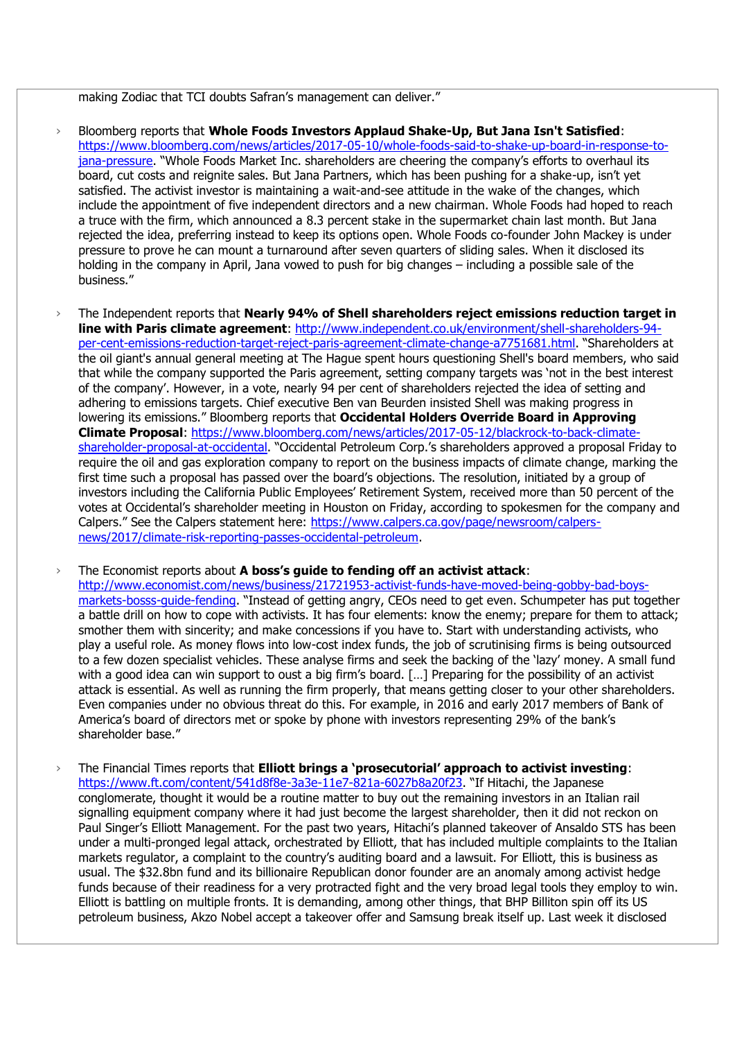making Zodiac that TCI doubts Safran's management can deliver."

- Bloomberg reports that **Whole Foods Investors Applaud Shake-Up, But Jana Isn't Satisfied**: https://www.bloomberg.com/news/articles/2017-05-10/whole-foods-said-to-shake-up-board-in-response-to-jana-pressure. "Whole Foods Market Inc. shareholders are cheering the company's efforts to overhaul its board, cut costs and reignite sales. But Jana Partners, which has been pushing for a shake-up, isn't yet satisfied. The activist investor is maintaining a wait-and-see attitude in the wake of the changes, which include the appointment of five independent directors and a new chairman. Whole Foods had hoped to reach a truce with the firm, which announced a 8.3 percent stake in the supermarket chain last month. But Jana rejected the idea, preferring instead to keep its options open. Whole Foods co-founder John Mackey is under pressure to prove he can mount a turnaround after seven quarters of sliding sales. When it disclosed its holding in the company in April, Jana vowed to push for big changes – including a possible sale of the business."

- The Independent reports that **Nearly 94% of Shell shareholders reject emissions reduction target in line with Paris climate agreement**: http://www.independent.co.uk/environment/shell-shareholders-94-per-cent-emissions-reduction-target-reject-paris-agreement-climate-change-a7751681.html. "Shareholders at the oil giant's annual general meeting at The Hague spent hours questioning Shell's board members, who said that while the company supported the Paris agreement, setting company targets was 'not in the best interest of the company'. However, in a vote, nearly 94 per cent of shareholders rejected the idea of setting and adhering to emissions targets. Chief executive Ben van Beurden insisted Shell was making progress in lowering its emissions." Bloomberg reports that **Occidental Holders Override Board in Approving Climate Proposal**: https://www.bloomberg.com/news/articles/2017-05-12/blackrock-to-back-climate-shareholder-proposal-at-occidental. "Occidental Petroleum Corp.'s shareholders approved a proposal Friday to require the oil and gas exploration company to report on the business impacts of climate change, marking the first time such a proposal has passed over the board's objections. The resolution, initiated by a group of investors including the California Public Employees' Retirement System, received more than 50 percent of the votes at Occidental's shareholder meeting in Houston on Friday, according to spokesmen for the company and Calpers." See the Calpers statement here: https://www.calpers.ca.gov/page/newsroom/calpers-news/2017/climate-risk-reporting-passes-occidental-petroleum.

- The Economist reports about **A boss's guide to fending off an activist attack**: http://www.economist.com/news/business/21721953-activist-funds-have-moved-being-gobby-bad-boys-markets-bosss-guide-fending. "Instead of getting angry, CEOs need to get even. Schumpeter has put together a battle drill on how to cope with activists. It has four elements: know the enemy; prepare for them to attack; smother them with sincerity; and make concessions if you have to. Start with understanding activists, who play a useful role. As money flows into low-cost index funds, the job of scrutinising firms is being outsourced to a few dozen specialist vehicles. These analyse firms and seek the backing of the 'lazy' money. A small fund with a good idea can win support to oust a big firm's board. […] Preparing for the possibility of an activist attack is essential. As well as running the firm properly, that means getting closer to your other shareholders. Even companies under no obvious threat do this. For example, in 2016 and early 2017 members of Bank of America's board of directors met or spoke by phone with investors representing 29% of the bank's shareholder base."

- The Financial Times reports that **Elliott brings a 'prosecutorial' approach to activist investing**: https://www.ft.com/content/541d8f8e-3a3e-11e7-821a-6027b8a20f23. "If Hitachi, the Japanese conglomerate, thought it would be a routine matter to buy out the remaining investors in an Italian rail signalling equipment company where it had just become the largest shareholder, then it did not reckon on Paul Singer's Elliott Management. For the past two years, Hitachi's planned takeover of Ansaldo STS has been under a multi-pronged legal attack, orchestrated by Elliott, that has included multiple complaints to the Italian markets regulator, a complaint to the country's auditing board and a lawsuit. For Elliott, this is business as usual. The $32.8bn fund and its billionaire Republican donor founder are an anomaly among activist hedge funds because of their readiness for a very protracted fight and the very broad legal tools they employ to win. Elliott is battling on multiple fronts. It is demanding, among other things, that BHP Billiton spin off its US petroleum business, Akzo Nobel accept a takeover offer and Samsung break itself up. Last week it disclosed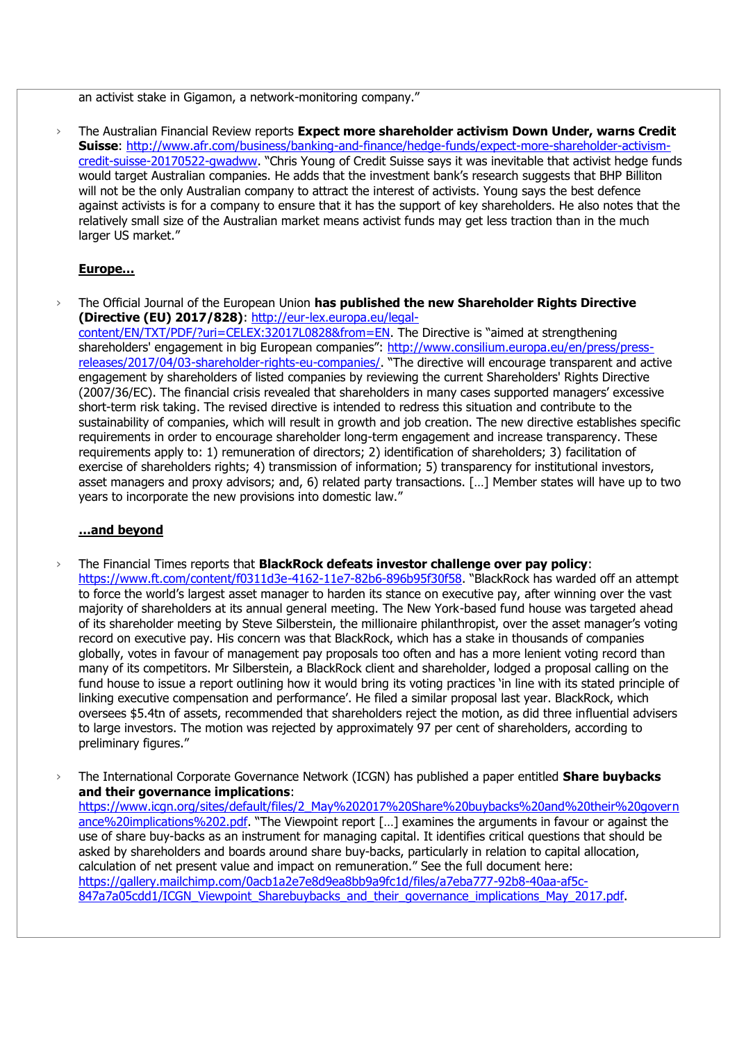an activist stake in Gigamon, a network-monitoring company."

- The Australian Financial Review reports **Expect more shareholder activism Down Under, warns Credit Suisse**: http://www.afr.com/business/banking-and-finance/hedge-funds/expect-more-shareholder-activism-credit-suisse-20170522-gwadww. "Chris Young of Credit Suisse says it was inevitable that activist hedge funds would target Australian companies. He adds that the investment bank's research suggests that BHP Billiton will not be the only Australian company to attract the interest of activists. Young says the best defence against activists is for a company to ensure that it has the support of key shareholders. He also notes that the relatively small size of the Australian market means activist funds may get less traction than in the much larger US market."

**Europe…**

- The Official Journal of the European Union **has published the new Shareholder Rights Directive (Directive (EU) 2017/828)**: http://eur-lex.europa.eu/legal-content/EN/TXT/PDF/?uri=CELEX:32017L0828&from=EN. The Directive is "aimed at strengthening shareholders' engagement in big European companies": http://www.consilium.europa.eu/en/press/press-releases/2017/04/03-shareholder-rights-eu-companies/. "The directive will encourage transparent and active engagement by shareholders of listed companies by reviewing the current Shareholders' Rights Directive (2007/36/EC). The financial crisis revealed that shareholders in many cases supported managers' excessive short-term risk taking. The revised directive is intended to redress this situation and contribute to the sustainability of companies, which will result in growth and job creation. The new directive establishes specific requirements in order to encourage shareholder long-term engagement and increase transparency. These requirements apply to: 1) remuneration of directors; 2) identification of shareholders; 3) facilitation of exercise of shareholders rights; 4) transmission of information; 5) transparency for institutional investors, asset managers and proxy advisors; and, 6) related party transactions. […] Member states will have up to two years to incorporate the new provisions into domestic law."

**…and beyond**

- The Financial Times reports that **BlackRock defeats investor challenge over pay policy**: https://www.ft.com/content/f0311d3e-4162-11e7-82b6-896b95f30f58. "BlackRock has warded off an attempt to force the world's largest asset manager to harden its stance on executive pay, after winning over the vast majority of shareholders at its annual general meeting. The New York-based fund house was targeted ahead of its shareholder meeting by Steve Silberstein, the millionaire philanthropist, over the asset manager's voting record on executive pay. His concern was that BlackRock, which has a stake in thousands of companies globally, votes in favour of management pay proposals too often and has a more lenient voting record than many of its competitors. Mr Silberstein, a BlackRock client and shareholder, lodged a proposal calling on the fund house to issue a report outlining how it would bring its voting practices 'in line with its stated principle of linking executive compensation and performance'. He filed a similar proposal last year. BlackRock, which oversees $5.4tn of assets, recommended that shareholders reject the motion, as did three influential advisers to large investors. The motion was rejected by approximately 97 per cent of shareholders, according to preliminary figures."

- The International Corporate Governance Network (ICGN) has published a paper entitled **Share buybacks and their governance implications**: https://www.icgn.org/sites/default/files/2_May%202017%20Share%20buybacks%20and%20their%20governance%20implications%202.pdf. "The Viewpoint report […] examines the arguments in favour or against the use of share buy-backs as an instrument for managing capital. It identifies critical questions that should be asked by shareholders and boards around share buy-backs, particularly in relation to capital allocation, calculation of net present value and impact on remuneration." See the full document here: https://gallery.mailchimp.com/0acb1a2e7e8d9ea8bb9a9fc1d/files/a7eba777-92b8-40aa-af5c-847a7a05cdd1/ICGN_Viewpoint_Sharebuybacks_and_their_governance_implications_May_2017.pdf.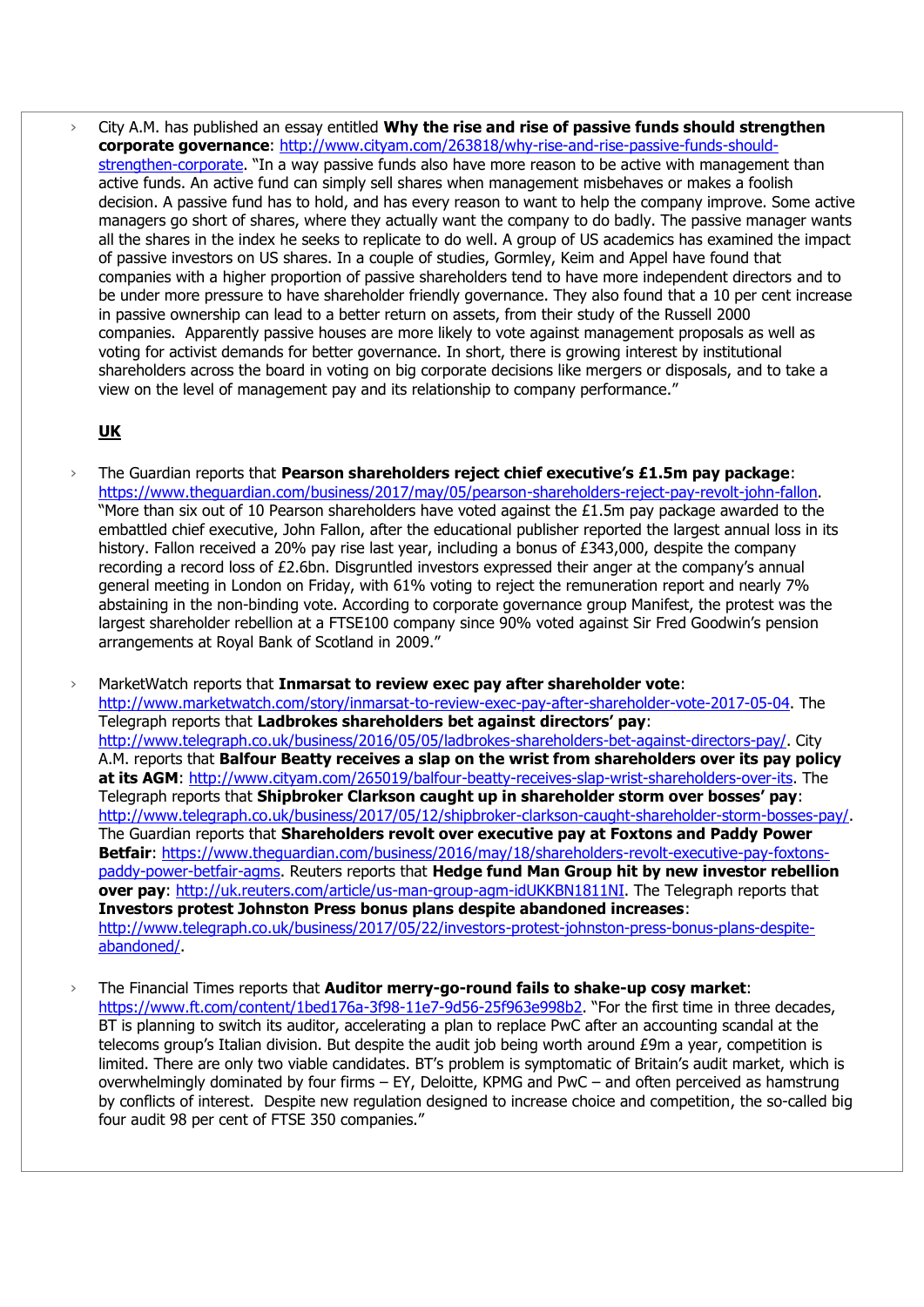- City A.M. has published an essay entitled **Why the rise and rise of passive funds should strengthen corporate governance**: http://www.cityam.com/263818/why-rise-and-rise-passive-funds-should-strengthen-corporate. "In a way passive funds also have more reason to be active with management than active funds. An active fund can simply sell shares when management misbehaves or makes a foolish decision. A passive fund has to hold, and has every reason to want to help the company improve. Some active managers go short of shares, where they actually want the company to do badly. The passive manager wants all the shares in the index he seeks to replicate to do well. A group of US academics has examined the impact of passive investors on US shares. In a couple of studies, Gormley, Keim and Appel have found that companies with a higher proportion of passive shareholders tend to have more independent directors and to be under more pressure to have shareholder friendly governance. They also found that a 10 per cent increase in passive ownership can lead to a better return on assets, from their study of the Russell 2000 companies. Apparently passive houses are more likely to vote against management proposals as well as voting for activist demands for better governance. In short, there is growing interest by institutional shareholders across the board in voting on big corporate decisions like mergers or disposals, and to take a view on the level of management pay and its relationship to company performance."

**UK**

- The Guardian reports that **Pearson shareholders reject chief executive's £1.5m pay package**: https://www.theguardian.com/business/2017/may/05/pearson-shareholders-reject-pay-revolt-john-fallon. "More than six out of 10 Pearson shareholders have voted against the £1.5m pay package awarded to the embattled chief executive, John Fallon, after the educational publisher reported the largest annual loss in its history. Fallon received a 20% pay rise last year, including a bonus of £343,000, despite the company recording a record loss of £2.6bn. Disgruntled investors expressed their anger at the company's annual general meeting in London on Friday, with 61% voting to reject the remuneration report and nearly 7% abstaining in the non-binding vote. According to corporate governance group Manifest, the protest was the largest shareholder rebellion at a FTSE100 company since 90% voted against Sir Fred Goodwin's pension arrangements at Royal Bank of Scotland in 2009."

- MarketWatch reports that **Inmarsat to review exec pay after shareholder vote**: http://www.marketwatch.com/story/inmarsat-to-review-exec-pay-after-shareholder-vote-2017-05-04. The Telegraph reports that **Ladbrokes shareholders bet against directors' pay**: http://www.telegraph.co.uk/business/2016/05/05/ladbrokes-shareholders-bet-against-directors-pay/. City A.M. reports that **Balfour Beatty receives a slap on the wrist from shareholders over its pay policy at its AGM**: http://www.cityam.com/265019/balfour-beatty-receives-slap-wrist-shareholders-over-its. The Telegraph reports that **Shipbroker Clarkson caught up in shareholder storm over bosses' pay**: http://www.telegraph.co.uk/business/2017/05/12/shipbroker-clarkson-caught-shareholder-storm-bosses-pay/. The Guardian reports that **Shareholders revolt over executive pay at Foxtons and Paddy Power Betfair**: https://www.theguardian.com/business/2016/may/18/shareholders-revolt-executive-pay-foxtons-paddy-power-betfair-agms. Reuters reports that **Hedge fund Man Group hit by new investor rebellion over pay**: http://uk.reuters.com/article/us-man-group-agm-idUKKBN1811NI. The Telegraph reports that **Investors protest Johnston Press bonus plans despite abandoned increases**: http://www.telegraph.co.uk/business/2017/05/22/investors-protest-johnston-press-bonus-plans-despite-abandoned/.

- The Financial Times reports that **Auditor merry-go-round fails to shake-up cosy market**: https://www.ft.com/content/1bed176a-3f98-11e7-9d56-25f963e998b2. "For the first time in three decades, BT is planning to switch its auditor, accelerating a plan to replace PwC after an accounting scandal at the telecoms group's Italian division. But despite the audit job being worth around £9m a year, competition is limited. There are only two viable candidates. BT's problem is symptomatic of Britain's audit market, which is overwhelmingly dominated by four firms – EY, Deloitte, KPMG and PwC – and often perceived as hamstrung by conflicts of interest. Despite new regulation designed to increase choice and competition, the so-called big four audit 98 per cent of FTSE 350 companies."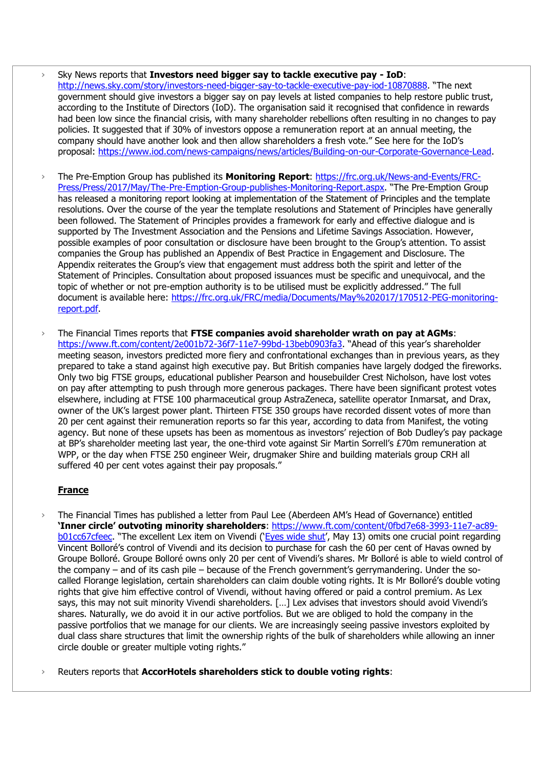- Sky News reports that **Investors need bigger say to tackle executive pay - IoD**: http://news.sky.com/story/investors-need-bigger-say-to-tackle-executive-pay-iod-10870888. "The next government should give investors a bigger say on pay levels at listed companies to help restore public trust, according to the Institute of Directors (IoD). The organisation said it recognised that confidence in rewards had been low since the financial crisis, with many shareholder rebellions often resulting in no changes to pay policies. It suggested that if 30% of investors oppose a remuneration report at an annual meeting, the company should have another look and then allow shareholders a fresh vote." See here for the IoD's proposal: https://www.iod.com/news-campaigns/news/articles/Building-on-our-Corporate-Governance-Lead.

- The Pre-Emption Group has published its **Monitoring Report**: https://frc.org.uk/News-and-Events/FRC-Press/Press/2017/May/The-Pre-Emption-Group-publishes-Monitoring-Report.aspx. "The Pre-Emption Group has released a monitoring report looking at implementation of the Statement of Principles and the template resolutions. Over the course of the year the template resolutions and Statement of Principles have generally been followed. The Statement of Principles provides a framework for early and effective dialogue and is supported by The Investment Association and the Pensions and Lifetime Savings Association. However, possible examples of poor consultation or disclosure have been brought to the Group's attention. To assist companies the Group has published an Appendix of Best Practice in Engagement and Disclosure. The Appendix reiterates the Group's view that engagement must address both the spirit and letter of the Statement of Principles. Consultation about proposed issuances must be specific and unequivocal, and the topic of whether or not pre-emption authority is to be utilised must be explicitly addressed." The full document is available here: https://frc.org.uk/FRC/media/Documents/May%202017/170512-PEG-monitoring-report.pdf.

- The Financial Times reports that **FTSE companies avoid shareholder wrath on pay at AGMs**: https://www.ft.com/content/2e001b72-36f7-11e7-99bd-13beb0903fa3. "Ahead of this year's shareholder meeting season, investors predicted more fiery and confrontational exchanges than in previous years, as they prepared to take a stand against high executive pay. But British companies have largely dodged the fireworks. Only two big FTSE groups, educational publisher Pearson and housebuilder Crest Nicholson, have lost votes on pay after attempting to push through more generous packages. There have been significant protest votes elsewhere, including at FTSE 100 pharmaceutical group AstraZeneca, satellite operator Inmarsat, and Drax, owner of the UK's largest power plant. Thirteen FTSE 350 groups have recorded dissent votes of more than 20 per cent against their remuneration reports so far this year, according to data from Manifest, the voting agency. But none of these upsets has been as momentous as investors' rejection of Bob Dudley's pay package at BP's shareholder meeting last year, the one-third vote against Sir Martin Sorrell's £70m remuneration at WPP, or the day when FTSE 250 engineer Weir, drugmaker Shire and building materials group CRH all suffered 40 per cent votes against their pay proposals."

## France

- The Financial Times has published a letter from Paul Lee (Aberdeen AM's Head of Governance) entitled **'Inner circle' outvoting minority shareholders**: https://www.ft.com/content/0fbd7e68-3993-11e7-ac89-b01cc67cfeec. "The excellent Lex item on Vivendi ('Eyes wide shut', May 13) omits one crucial point regarding Vincent Bolloré's control of Vivendi and its decision to purchase for cash the 60 per cent of Havas owned by Groupe Bolloré. Groupe Bolloré owns only 20 per cent of Vivendi's shares. Mr Bolloré is able to wield control of the company – and of its cash pile – because of the French government's gerrymandering. Under the so-called Florange legislation, certain shareholders can claim double voting rights. It is Mr Bolloré's double voting rights that give him effective control of Vivendi, without having offered or paid a control premium. As Lex says, this may not suit minority Vivendi shareholders. […] Lex advises that investors should avoid Vivendi's shares. Naturally, we do avoid it in our active portfolios. But we are obliged to hold the company in the passive portfolios that we manage for our clients. We are increasingly seeing passive investors exploited by dual class share structures that limit the ownership rights of the bulk of shareholders while allowing an inner circle double or greater multiple voting rights."

- Reuters reports that **AccorHotels shareholders stick to double voting rights**: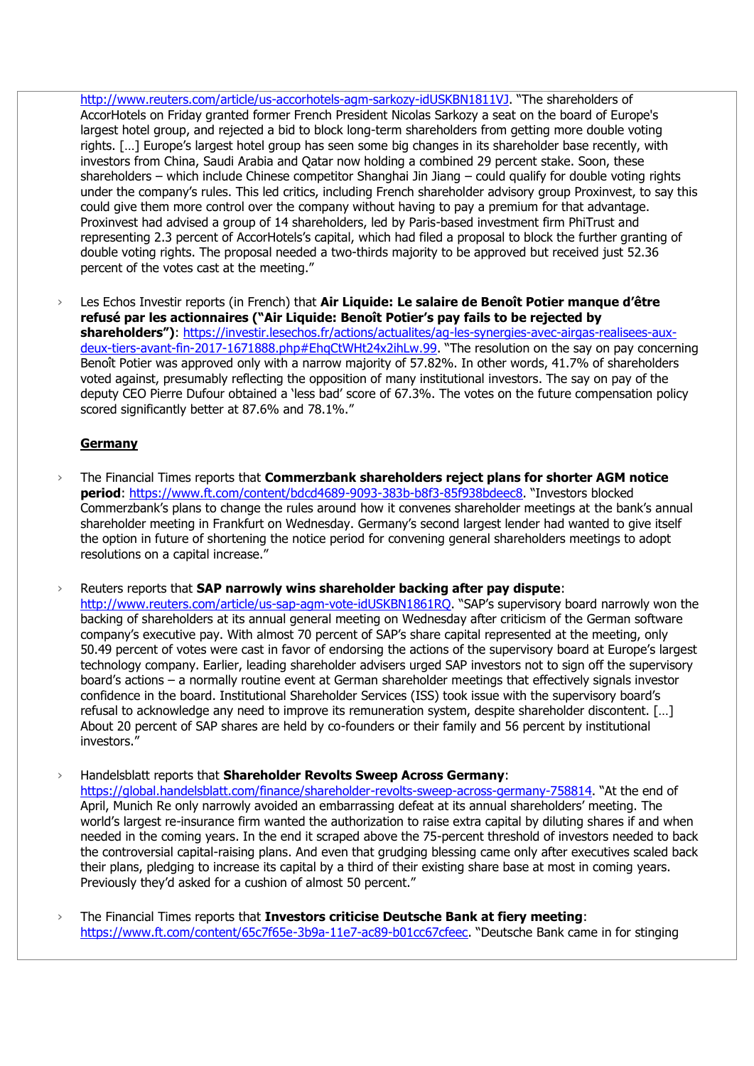http://www.reuters.com/article/us-accorhotels-agm-sarkozy-idUSKBN1811VJ. "The shareholders of AccorHotels on Friday granted former French President Nicolas Sarkozy a seat on the board of Europe's largest hotel group, and rejected a bid to block long-term shareholders from getting more double voting rights. […] Europe's largest hotel group has seen some big changes in its shareholder base recently, with investors from China, Saudi Arabia and Qatar now holding a combined 29 percent stake. Soon, these shareholders – which include Chinese competitor Shanghai Jin Jiang – could qualify for double voting rights under the company's rules. This led critics, including French shareholder advisory group Proxinvest, to say this could give them more control over the company without having to pay a premium for that advantage. Proxinvest had advised a group of 14 shareholders, led by Paris-based investment firm PhiTrust and representing 2.3 percent of AccorHotels's capital, which had filed a proposal to block the further granting of double voting rights. The proposal needed a two-thirds majority to be approved but received just 52.36 percent of the votes cast at the meeting."

- Les Echos Investir reports (in French) that **Air Liquide: Le salaire de Benoît Potier manque d'être refusé par les actionnaires ("Air Liquide: Benoît Potier's pay fails to be rejected by shareholders")**: https://investir.lesechos.fr/actions/actualites/ag-les-synergies-avec-airgas-realisees-aux-deux-tiers-avant-fin-2017-1671888.php#EhqCtWHt24x2ihLw.99. "The resolution on the say on pay concerning Benoît Potier was approved only with a narrow majority of 57.82%. In other words, 41.7% of shareholders voted against, presumably reflecting the opposition of many institutional investors. The say on pay of the deputy CEO Pierre Dufour obtained a 'less bad' score of 67.3%. The votes on the future compensation policy scored significantly better at 87.6% and 78.1%."

**Germany**

- The Financial Times reports that **Commerzbank shareholders reject plans for shorter AGM notice period**: https://www.ft.com/content/bdcd4689-9093-383b-b8f3-85f938bdeec8. "Investors blocked Commerzbank's plans to change the rules around how it convenes shareholder meetings at the bank's annual shareholder meeting in Frankfurt on Wednesday. Germany's second largest lender had wanted to give itself the option in future of shortening the notice period for convening general shareholders meetings to adopt resolutions on a capital increase."

- Reuters reports that **SAP narrowly wins shareholder backing after pay dispute**: http://www.reuters.com/article/us-sap-agm-vote-idUSKBN1861RQ. "SAP's supervisory board narrowly won the backing of shareholders at its annual general meeting on Wednesday after criticism of the German software company's executive pay. With almost 70 percent of SAP's share capital represented at the meeting, only 50.49 percent of votes were cast in favor of endorsing the actions of the supervisory board at Europe's largest technology company. Earlier, leading shareholder advisers urged SAP investors not to sign off the supervisory board's actions – a normally routine event at German shareholder meetings that effectively signals investor confidence in the board. Institutional Shareholder Services (ISS) took issue with the supervisory board's refusal to acknowledge any need to improve its remuneration system, despite shareholder discontent. […] About 20 percent of SAP shares are held by co-founders or their family and 56 percent by institutional investors."

- Handelsblatt reports that **Shareholder Revolts Sweep Across Germany**: https://global.handelsblatt.com/finance/shareholder-revolts-sweep-across-germany-758814. "At the end of April, Munich Re only narrowly avoided an embarrassing defeat at its annual shareholders' meeting. The world's largest re-insurance firm wanted the authorization to raise extra capital by diluting shares if and when needed in the coming years. In the end it scraped above the 75-percent threshold of investors needed to back the controversial capital-raising plans. And even that grudging blessing came only after executives scaled back their plans, pledging to increase its capital by a third of their existing share base at most in coming years. Previously they'd asked for a cushion of almost 50 percent."

- The Financial Times reports that **Investors criticise Deutsche Bank at fiery meeting**: https://www.ft.com/content/65c7f65e-3b9a-11e7-ac89-b01cc67cfeec. "Deutsche Bank came in for stinging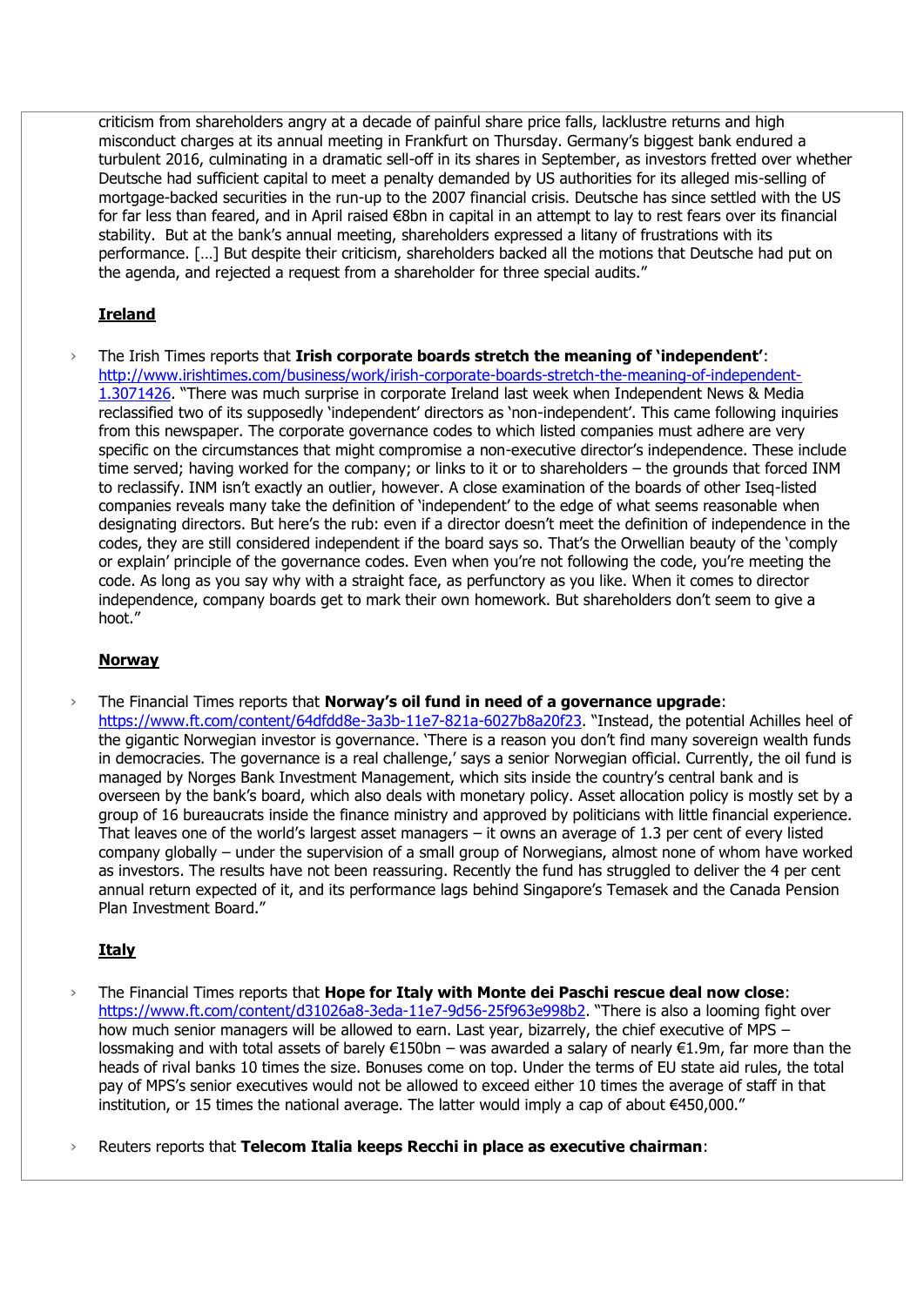criticism from shareholders angry at a decade of painful share price falls, lacklustre returns and high misconduct charges at its annual meeting in Frankfurt on Thursday. Germany's biggest bank endured a turbulent 2016, culminating in a dramatic sell-off in its shares in September, as investors fretted over whether Deutsche had sufficient capital to meet a penalty demanded by US authorities for its alleged mis-selling of mortgage-backed securities in the run-up to the 2007 financial crisis. Deutsche has since settled with the US for far less than feared, and in April raised €8bn in capital in an attempt to lay to rest fears over its financial stability. But at the bank's annual meeting, shareholders expressed a litany of frustrations with its performance. […] But despite their criticism, shareholders backed all the motions that Deutsche had put on the agenda, and rejected a request from a shareholder for three special audits."

**Ireland**

- The Irish Times reports that **Irish corporate boards stretch the meaning of 'independent'**: http://www.irishtimes.com/business/work/irish-corporate-boards-stretch-the-meaning-of-independent-1.3071426. "There was much surprise in corporate Ireland last week when Independent News & Media reclassified two of its supposedly 'independent' directors as 'non-independent'. This came following inquiries from this newspaper. The corporate governance codes to which listed companies must adhere are very specific on the circumstances that might compromise a non-executive director's independence. These include time served; having worked for the company; or links to it or to shareholders – the grounds that forced INM to reclassify. INM isn't exactly an outlier, however. A close examination of the boards of other Iseq-listed companies reveals many take the definition of 'independent' to the edge of what seems reasonable when designating directors. But here's the rub: even if a director doesn't meet the definition of independence in the codes, they are still considered independent if the board says so. That's the Orwellian beauty of the 'comply or explain' principle of the governance codes. Even when you're not following the code, you're meeting the code. As long as you say why with a straight face, as perfunctory as you like. When it comes to director independence, company boards get to mark their own homework. But shareholders don't seem to give a hoot."

**Norway**

- The Financial Times reports that **Norway's oil fund in need of a governance upgrade**: https://www.ft.com/content/64dfdd8e-3a3b-11e7-821a-6027b8a20f23. "Instead, the potential Achilles heel of the gigantic Norwegian investor is governance. 'There is a reason you don't find many sovereign wealth funds in democracies. The governance is a real challenge,' says a senior Norwegian official. Currently, the oil fund is managed by Norges Bank Investment Management, which sits inside the country's central bank and is overseen by the bank's board, which also deals with monetary policy. Asset allocation policy is mostly set by a group of 16 bureaucrats inside the finance ministry and approved by politicians with little financial experience. That leaves one of the world's largest asset managers – it owns an average of 1.3 per cent of every listed company globally – under the supervision of a small group of Norwegians, almost none of whom have worked as investors. The results have not been reassuring. Recently the fund has struggled to deliver the 4 per cent annual return expected of it, and its performance lags behind Singapore's Temasek and the Canada Pension Plan Investment Board."

**Italy**

- The Financial Times reports that **Hope for Italy with Monte dei Paschi rescue deal now close**: https://www.ft.com/content/d31026a8-3eda-11e7-9d56-25f963e998b2. "There is also a looming fight over how much senior managers will be allowed to earn. Last year, bizarrely, the chief executive of MPS – lossmaking and with total assets of barely €150bn – was awarded a salary of nearly €1.9m, far more than the heads of rival banks 10 times the size. Bonuses come on top. Under the terms of EU state aid rules, the total pay of MPS's senior executives would not be allowed to exceed either 10 times the average of staff in that institution, or 15 times the national average. The latter would imply a cap of about €450,000."

- Reuters reports that **Telecom Italia keeps Recchi in place as executive chairman**: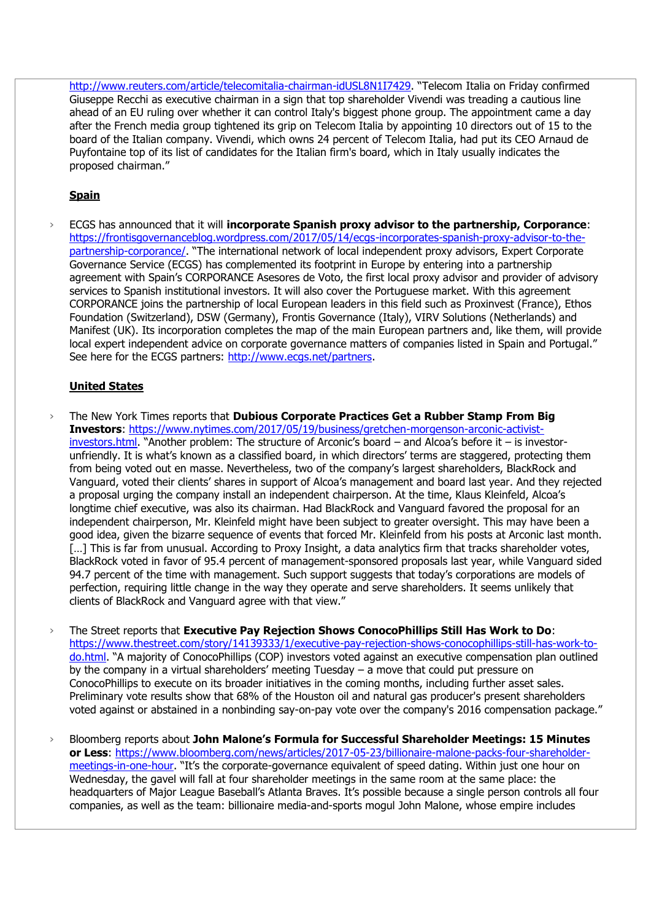http://www.reuters.com/article/telecomitalia-chairman-idUSL8N1I7429. "Telecom Italia on Friday confirmed Giuseppe Recchi as executive chairman in a sign that top shareholder Vivendi was treading a cautious line ahead of an EU ruling over whether it can control Italy's biggest phone group. The appointment came a day after the French media group tightened its grip on Telecom Italia by appointing 10 directors out of 15 to the board of the Italian company. Vivendi, which owns 24 percent of Telecom Italia, had put its CEO Arnaud de Puyfontaine top of its list of candidates for the Italian firm's board, which in Italy usually indicates the proposed chairman."

## Spain

- ECGS has announced that it will **incorporate Spanish proxy advisor to the partnership, Corporance**: https://frontisgovernanceblog.wordpress.com/2017/05/14/ecgs-incorporates-spanish-proxy-advisor-to-the-partnership-corporance/. "The international network of local independent proxy advisors, Expert Corporate Governance Service (ECGS) has complemented its footprint in Europe by entering into a partnership agreement with Spain's CORPORANCE Asesores de Voto, the first local proxy advisor and provider of advisory services to Spanish institutional investors. It will also cover the Portuguese market. With this agreement CORPORANCE joins the partnership of local European leaders in this field such as Proxinvest (France), Ethos Foundation (Switzerland), DSW (Germany), Frontis Governance (Italy), VIRV Solutions (Netherlands) and Manifest (UK). Its incorporation completes the map of the main European partners and, like them, will provide local expert independent advice on corporate governance matters of companies listed in Spain and Portugal." See here for the ECGS partners: http://www.ecgs.net/partners.

## United States

- The New York Times reports that **Dubious Corporate Practices Get a Rubber Stamp From Big Investors**: https://www.nytimes.com/2017/05/19/business/gretchen-morgenson-arconic-activist-investors.html. "Another problem: The structure of Arconic's board – and Alcoa's before it – is investor-unfriendly. It is what's known as a classified board, in which directors' terms are staggered, protecting them from being voted out en masse. Nevertheless, two of the company's largest shareholders, BlackRock and Vanguard, voted their clients' shares in support of Alcoa's management and board last year. And they rejected a proposal urging the company install an independent chairperson. At the time, Klaus Kleinfeld, Alcoa's longtime chief executive, was also its chairman. Had BlackRock and Vanguard favored the proposal for an independent chairperson, Mr. Kleinfeld might have been subject to greater oversight. This may have been a good idea, given the bizarre sequence of events that forced Mr. Kleinfeld from his posts at Arconic last month. […] This is far from unusual. According to Proxy Insight, a data analytics firm that tracks shareholder votes, BlackRock voted in favor of 95.4 percent of management-sponsored proposals last year, while Vanguard sided 94.7 percent of the time with management. Such support suggests that today's corporations are models of perfection, requiring little change in the way they operate and serve shareholders. It seems unlikely that clients of BlackRock and Vanguard agree with that view."

- The Street reports that **Executive Pay Rejection Shows ConocoPhillips Still Has Work to Do**: https://www.thestreet.com/story/14139333/1/executive-pay-rejection-shows-conocophillips-still-has-work-to-do.html. "A majority of ConocoPhillips (COP) investors voted against an executive compensation plan outlined by the company in a virtual shareholders' meeting Tuesday – a move that could put pressure on ConocoPhillips to execute on its broader initiatives in the coming months, including further asset sales. Preliminary vote results show that 68% of the Houston oil and natural gas producer's present shareholders voted against or abstained in a nonbinding say-on-pay vote over the company's 2016 compensation package."

- Bloomberg reports about **John Malone's Formula for Successful Shareholder Meetings: 15 Minutes or Less**: https://www.bloomberg.com/news/articles/2017-05-23/billionaire-malone-packs-four-shareholder-meetings-in-one-hour. "It's the corporate-governance equivalent of speed dating. Within just one hour on Wednesday, the gavel will fall at four shareholder meetings in the same room at the same place: the headquarters of Major League Baseball's Atlanta Braves. It's possible because a single person controls all four companies, as well as the team: billionaire media-and-sports mogul John Malone, whose empire includes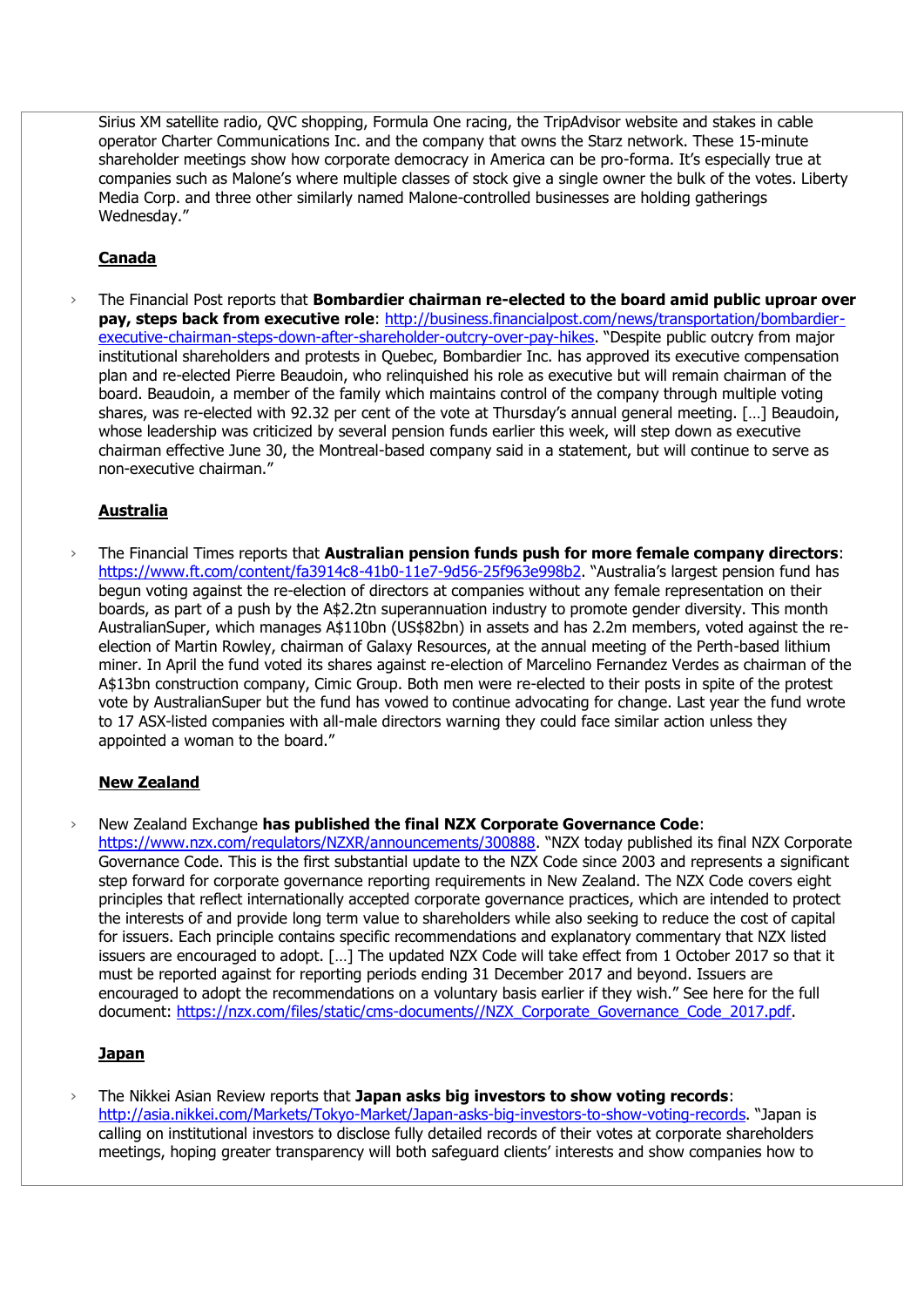Sirius XM satellite radio, QVC shopping, Formula One racing, the TripAdvisor website and stakes in cable operator Charter Communications Inc. and the company that owns the Starz network. These 15-minute shareholder meetings show how corporate democracy in America can be pro-forma. It's especially true at companies such as Malone's where multiple classes of stock give a single owner the bulk of the votes. Liberty Media Corp. and three other similarly named Malone-controlled businesses are holding gatherings Wednesday."

**Canada**

› The Financial Post reports that **Bombardier chairman re-elected to the board amid public uproar over pay, steps back from executive role**: http://business.financialpost.com/news/transportation/bombardier-executive-chairman-steps-down-after-shareholder-outcry-over-pay-hikes. "Despite public outcry from major institutional shareholders and protests in Quebec, Bombardier Inc. has approved its executive compensation plan and re-elected Pierre Beaudoin, who relinquished his role as executive but will remain chairman of the board. Beaudoin, a member of the family which maintains control of the company through multiple voting shares, was re-elected with 92.32 per cent of the vote at Thursday's annual general meeting. […] Beaudoin, whose leadership was criticized by several pension funds earlier this week, will step down as executive chairman effective June 30, the Montreal-based company said in a statement, but will continue to serve as non-executive chairman."

**Australia**

› The Financial Times reports that **Australian pension funds push for more female company directors**: https://www.ft.com/content/fa3914c8-41b0-11e7-9d56-25f963e998b2. "Australia's largest pension fund has begun voting against the re-election of directors at companies without any female representation on their boards, as part of a push by the A$2.2tn superannuation industry to promote gender diversity. This month AustralianSuper, which manages A$110bn (US$82bn) in assets and has 2.2m members, voted against the re-election of Martin Rowley, chairman of Galaxy Resources, at the annual meeting of the Perth-based lithium miner. In April the fund voted its shares against re-election of Marcelino Fernandez Verdes as chairman of the A$13bn construction company, Cimic Group. Both men were re-elected to their posts in spite of the protest vote by AustralianSuper but the fund has vowed to continue advocating for change. Last year the fund wrote to 17 ASX-listed companies with all-male directors warning they could face similar action unless they appointed a woman to the board."

**New Zealand**

› New Zealand Exchange **has published the final NZX Corporate Governance Code**: https://www.nzx.com/regulators/NZXR/announcements/300888. "NZX today published its final NZX Corporate Governance Code. This is the first substantial update to the NZX Code since 2003 and represents a significant step forward for corporate governance reporting requirements in New Zealand. The NZX Code covers eight principles that reflect internationally accepted corporate governance practices, which are intended to protect the interests of and provide long term value to shareholders while also seeking to reduce the cost of capital for issuers. Each principle contains specific recommendations and explanatory commentary that NZX listed issuers are encouraged to adopt. […] The updated NZX Code will take effect from 1 October 2017 so that it must be reported against for reporting periods ending 31 December 2017 and beyond. Issuers are encouraged to adopt the recommendations on a voluntary basis earlier if they wish." See here for the full document: https://nzx.com/files/static/cms-documents//NZX_Corporate_Governance_Code_2017.pdf.

**Japan**

› The Nikkei Asian Review reports that **Japan asks big investors to show voting records**: http://asia.nikkei.com/Markets/Tokyo-Market/Japan-asks-big-investors-to-show-voting-records. "Japan is calling on institutional investors to disclose fully detailed records of their votes at corporate shareholders meetings, hoping greater transparency will both safeguard clients' interests and show companies how to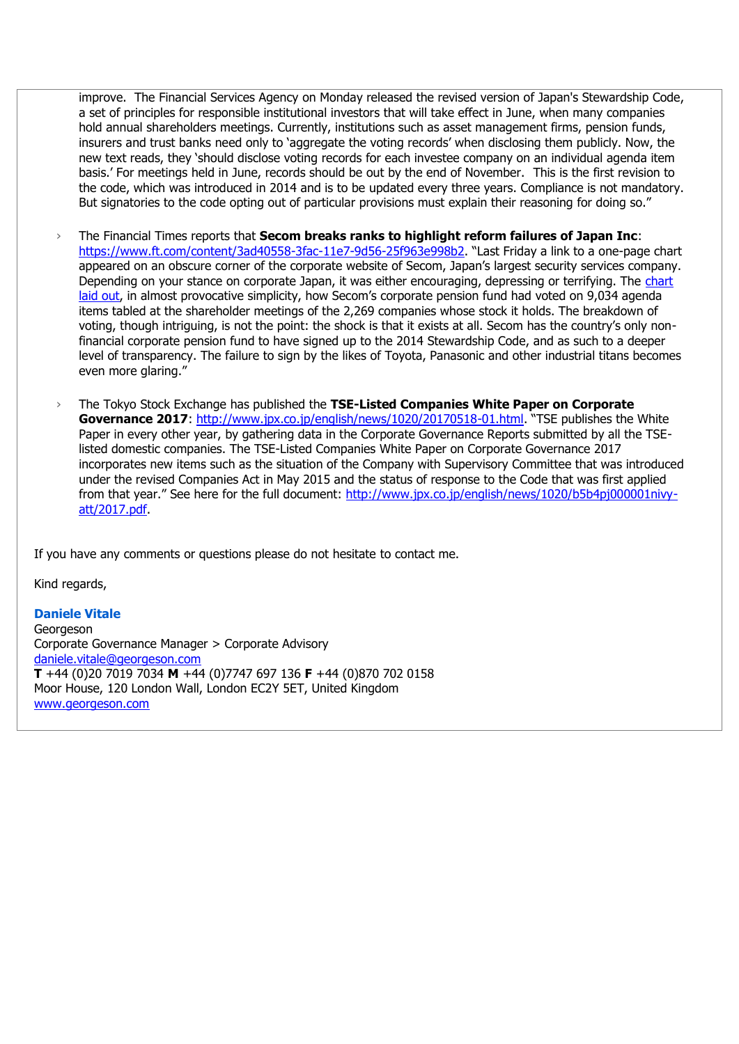improve. The Financial Services Agency on Monday released the revised version of Japan's Stewardship Code, a set of principles for responsible institutional investors that will take effect in June, when many companies hold annual shareholders meetings. Currently, institutions such as asset management firms, pension funds, insurers and trust banks need only to 'aggregate the voting records' when disclosing them publicly. Now, the new text reads, they 'should disclose voting records for each investee company on an individual agenda item basis.' For meetings held in June, records should be out by the end of November. This is the first revision to the code, which was introduced in 2014 and is to be updated every three years. Compliance is not mandatory. But signatories to the code opting out of particular provisions must explain their reasoning for doing so."

- The Financial Times reports that **Secom breaks ranks to highlight reform failures of Japan Inc**: https://www.ft.com/content/3ad40558-3fac-11e7-9d56-25f963e998b2. "Last Friday a link to a one-page chart appeared on an obscure corner of the corporate website of Secom, Japan's largest security services company. Depending on your stance on corporate Japan, it was either encouraging, depressing or terrifying. The chart laid out, in almost provocative simplicity, how Secom's corporate pension fund had voted on 9,034 agenda items tabled at the shareholder meetings of the 2,269 companies whose stock it holds. The breakdown of voting, though intriguing, is not the point: the shock is that it exists at all. Secom has the country's only non-financial corporate pension fund to have signed up to the 2014 Stewardship Code, and as such to a deeper level of transparency. The failure to sign by the likes of Toyota, Panasonic and other industrial titans becomes even more glaring."

- The Tokyo Stock Exchange has published the **TSE-Listed Companies White Paper on Corporate Governance 2017**: http://www.jpx.co.jp/english/news/1020/20170518-01.html. "TSE publishes the White Paper in every other year, by gathering data in the Corporate Governance Reports submitted by all the TSE-listed domestic companies. The TSE-Listed Companies White Paper on Corporate Governance 2017 incorporates new items such as the situation of the Company with Supervisory Committee that was introduced under the revised Companies Act in May 2015 and the status of response to the Code that was first applied from that year." See here for the full document: http://www.jpx.co.jp/english/news/1020/b5b4pj000001nivy-att/2017.pdf.

If you have any comments or questions please do not hesitate to contact me.

Kind regards,

**Daniele Vitale**
Georgeson
Corporate Governance Manager > Corporate Advisory
daniele.vitale@georgeson.com
**T** +44 (0)20 7019 7034 **M** +44 (0)7747 697 136 **F** +44 (0)870 702 0158
Moor House, 120 London Wall, London EC2Y 5ET, United Kingdom
www.georgeson.com